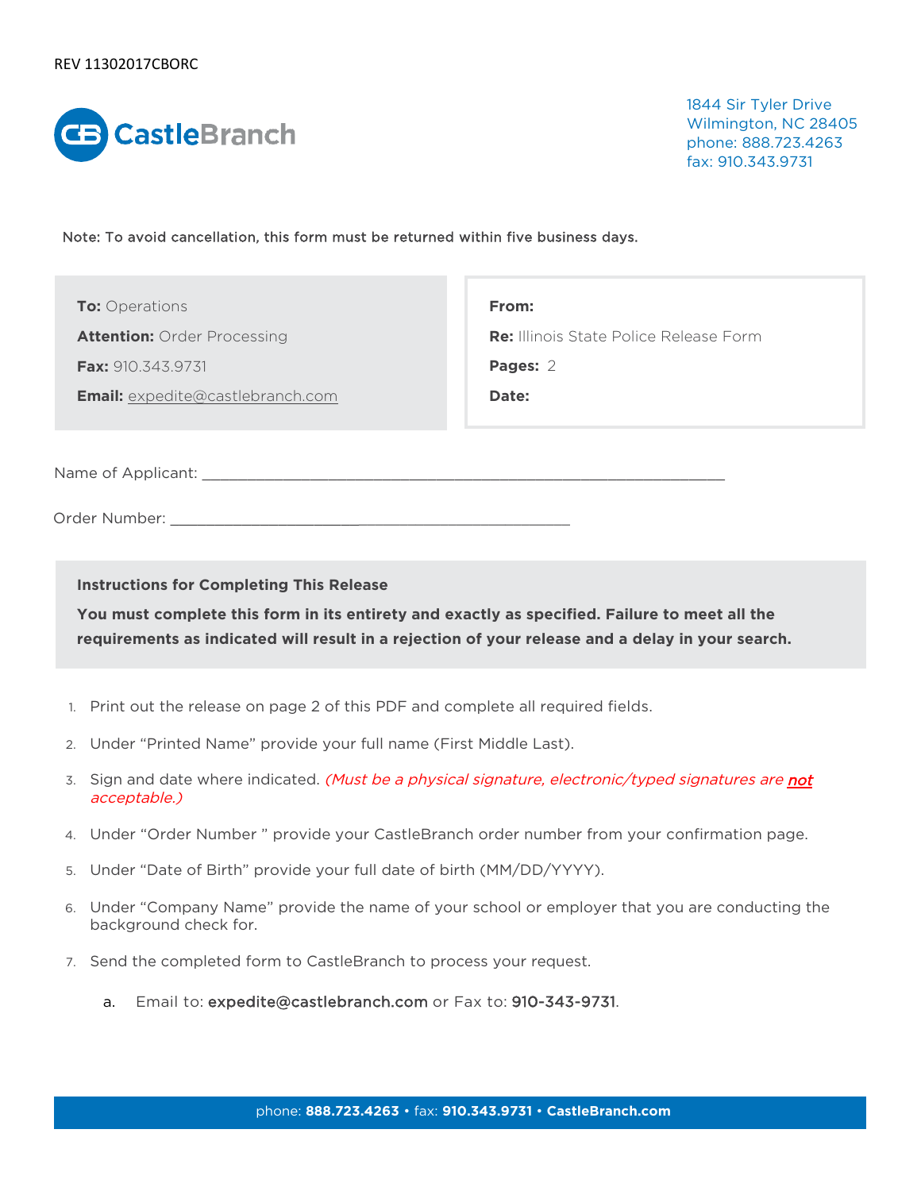REV 11302017CBORC

**CastleBranch**

1844 Sir Tyler Drive
Wilmington, NC 28405
phone: 888.723.4263
fax: 910.343.9731

Note: To avoid cancellation, this form must be returned within five business days.

**To:** Operations
**Attention:** Order Processing
**Fax:** 910.343.9731
**Email:** expedite@castlebranch.com

**From:**
**Re:** Illinois State Police Release Form
**Pages:** 2
**Date:**

Name of Applicant: ____________________________________________________________

Order Number: ______________________________________________

**Instructions for Completing This Release**

**You must complete this form in its entirety and exactly as specified. Failure to meet all the requirements as indicated will result in a rejection of your release and a delay in your search.**

1. Print out the release on page 2 of this PDF and complete all required fields.
2. Under "Printed Name" provide your full name (First Middle Last).
3. Sign and date where indicated. *(Must be a physical signature, electronic/typed signatures are* ***not*** *acceptable.)*
4. Under "Order Number " provide your CastleBranch order number from your confirmation page.
5. Under "Date of Birth" provide your full date of birth (MM/DD/YYYY).
6. Under "Company Name" provide the name of your school or employer that you are conducting the background check for.
7. Send the completed form to CastleBranch to process your request.
   a. Email to: expedite@castlebranch.com or Fax to: 910-343-9731.

phone: **888.723.4263** • fax: **910.343.9731** • **CastleBranch.com**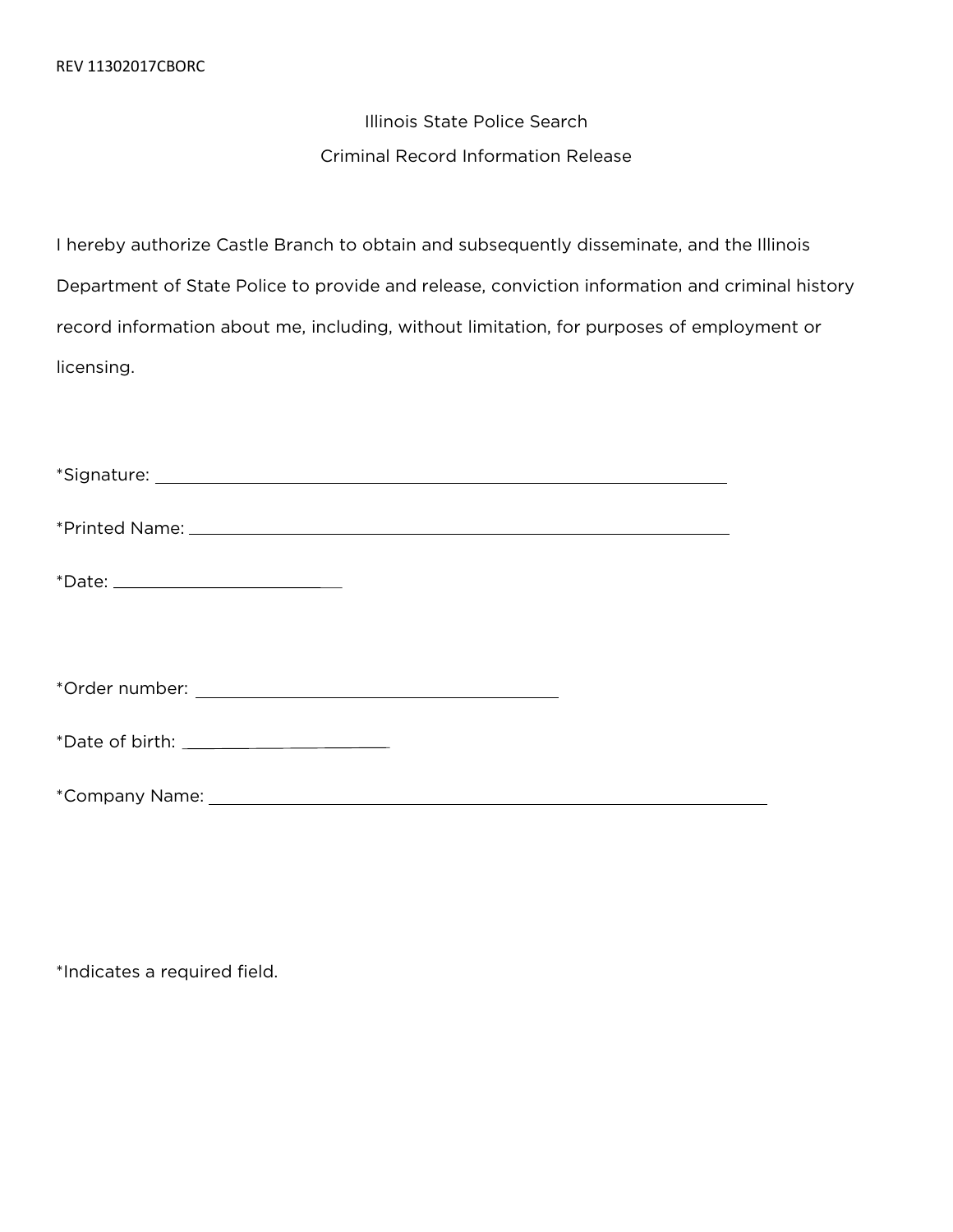REV 11302017CBORC

Illinois State Police Search

Criminal Record Information Release

I hereby authorize Castle Branch to obtain and subsequently disseminate, and the Illinois Department of State Police to provide and release, conviction information and criminal history record information about me, including, without limitation, for purposes of employment or licensing.

*Signature: ______________________________________________

*Printed Name: ______________________________________________

*Date: ____________________

*Order number: ______________________________

*Date of birth: ____________________

*Company Name: ______________________________________________

*Indicates a required field.